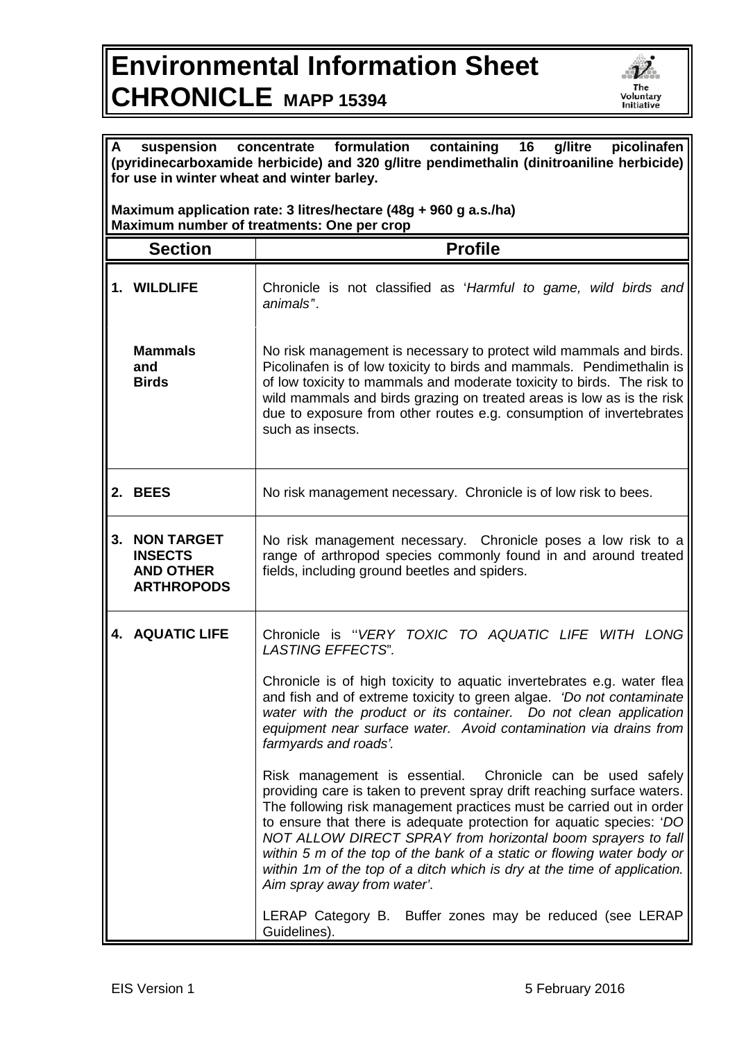# Environmental Information Sheet
# CHRONICLE MAPP 15394

**A suspension concentrate formulation containing 16 g/litre picolinafen (pyridinecarboxamide herbicide) and 320 g/litre pendimethalin (dinitroaniline herbicide) for use in winter wheat and winter barley.**

**Maximum application rate: 3 litres/hectare (48g + 960 g a.s./ha)**
**Maximum number of treatments: One per crop**

| Section | Profile |
|---|---|
| **1. WILDLIFE** | Chronicle is not classified as '*Harmful to game, wild birds and animals"*. |
| **Mammals and Birds** | No risk management is necessary to protect wild mammals and birds. Picolinafen is of low toxicity to birds and mammals. Pendimethalin is of low toxicity to mammals and moderate toxicity to birds. The risk to wild mammals and birds grazing on treated areas is low as is the risk due to exposure from other routes e.g. consumption of invertebrates such as insects. |
| **2. BEES** | No risk management necessary. Chronicle is of low risk to bees. |
| **3. NON TARGET INSECTS AND OTHER ARTHROPODS** | No risk management necessary. Chronicle poses a low risk to a range of arthropod species commonly found in and around treated fields, including ground beetles and spiders. |
| **4. AQUATIC LIFE** | Chronicle is ''*VERY TOXIC TO AQUATIC LIFE WITH LONG LASTING EFFECTS*".<br><br>Chronicle is of high toxicity to aquatic invertebrates e.g. water flea and fish and of extreme toxicity to green algae. *'Do not contaminate water with the product or its container. Do not clean application equipment near surface water. Avoid contamination via drains from farmyards and roads'.*<br><br>Risk management is essential. Chronicle can be used safely providing care is taken to prevent spray drift reaching surface waters. The following risk management practices must be carried out in order to ensure that there is adequate protection for aquatic species: '*DO NOT ALLOW DIRECT SPRAY from horizontal boom sprayers to fall within 5 m of the top of the bank of a static or flowing water body or within 1m of the top of a ditch which is dry at the time of application. Aim spray away from water'*.<br><br>LERAP Category B. Buffer zones may be reduced (see LERAP Guidelines). |

EIS Version 1 5 February 2016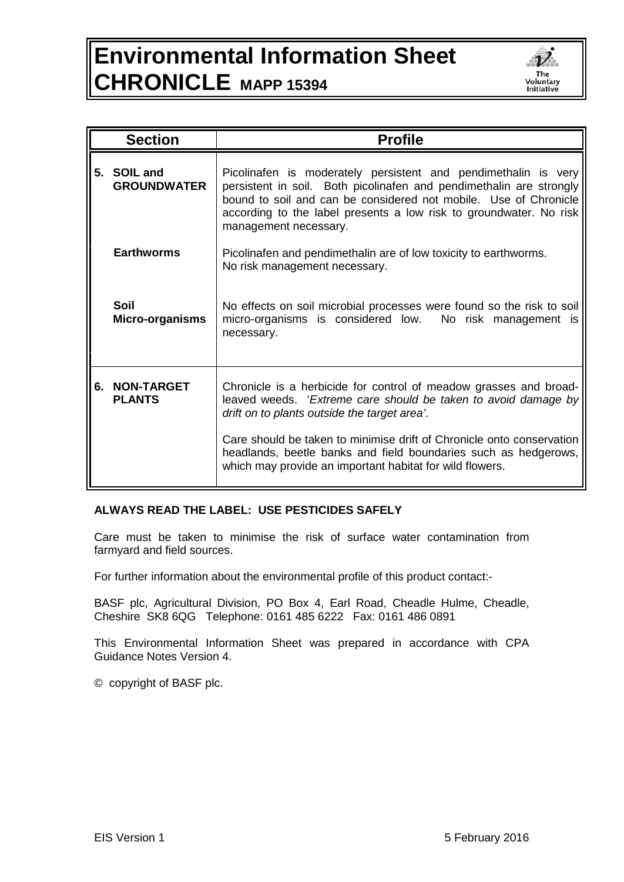# Environmental Information Sheet
# CHRONICLE MAPP 15394

| Section | Profile |
|---|---|
| **5. SOIL and GROUNDWATER** | Picolinafen is moderately persistent and pendimethalin is very persistent in soil. Both picolinafen and pendimethalin are strongly bound to soil and can be considered not mobile. Use of Chronicle according to the label presents a low risk to groundwater. No risk management necessary. |
| **Earthworms** | Picolinafen and pendimethalin are of low toxicity to earthworms. No risk management necessary. |
| **Soil Micro-organisms** | No effects on soil microbial processes were found so the risk to soil micro-organisms is considered low. No risk management is necessary. |
| **6. NON-TARGET PLANTS** | Chronicle is a herbicide for control of meadow grasses and broad-leaved weeds. '*Extreme care should be taken to avoid damage by drift on to plants outside the target area*'.<br><br>Care should be taken to minimise drift of Chronicle onto conservation headlands, beetle banks and field boundaries such as hedgerows, which may provide an important habitat for wild flowers. |

**ALWAYS READ THE LABEL: USE PESTICIDES SAFELY**

Care must be taken to minimise the risk of surface water contamination from farmyard and field sources.

For further information about the environmental profile of this product contact:-

BASF plc, Agricultural Division, PO Box 4, Earl Road, Cheadle Hulme, Cheadle, Cheshire SK8 6QG Telephone: 0161 485 6222 Fax: 0161 486 0891

This Environmental Information Sheet was prepared in accordance with CPA Guidance Notes Version 4.

© copyright of BASF plc.

EIS Version 1 5 February 2016